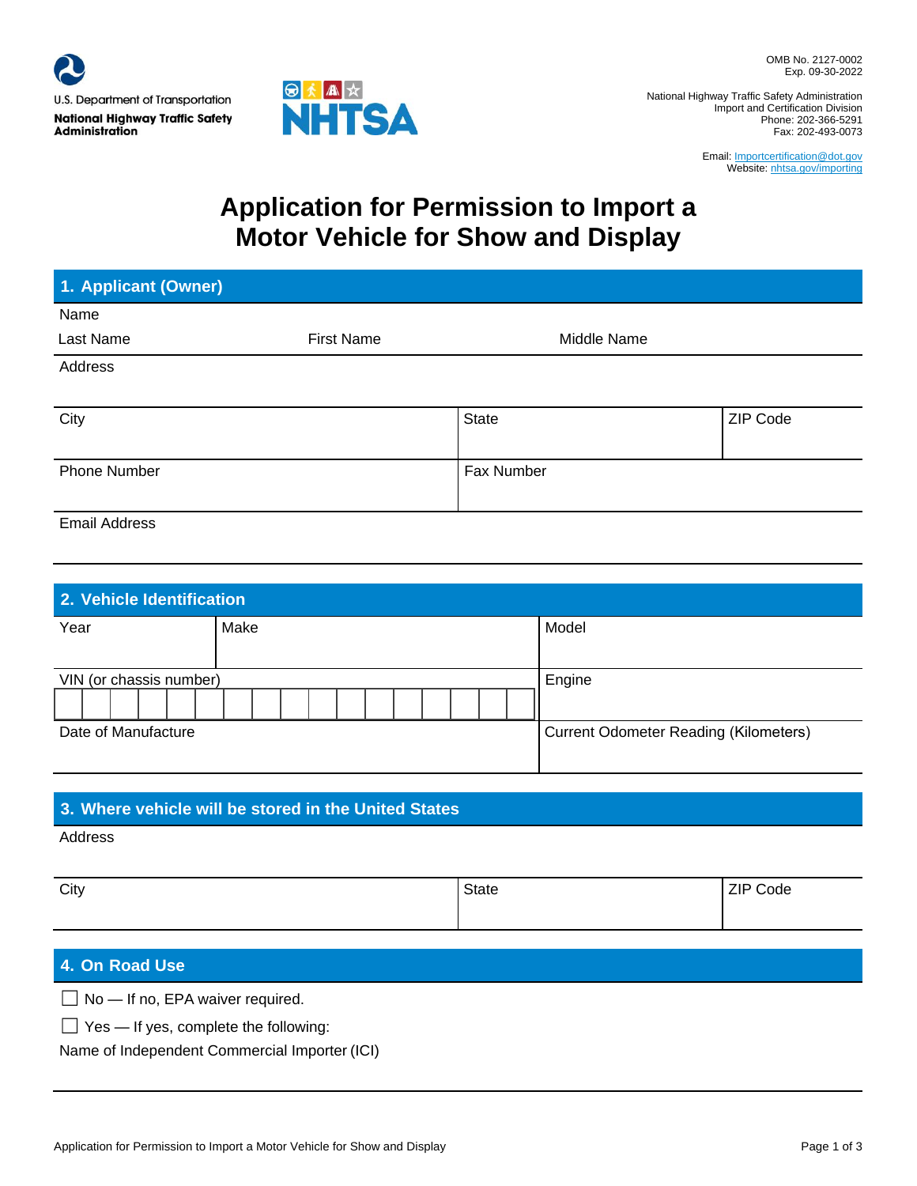U.S. Department of Transportation
**National Highway Traffic Safety Administration**

NHTSA

OMB No. 2127-0002
Exp. 09-30-2022

National Highway Traffic Safety Administration
Import and Certification Division
Phone: 202-366-5291
Fax: 202-493-0073

Email: Importcertification@dot.gov
Website: nhtsa.gov/importing

# Application for Permission to Import a Motor Vehicle for Show and Display

## 1. Applicant (Owner)

Name

| Last Name | First Name | Middle Name |
|---|---|---|
| | | |

| Address | | |
|---|---|---|
| | | |
| **City** | **State** | **ZIP Code** |
| | | |
| **Phone Number** | **Fax Number** | |
| | | |
| **Email Address** | | |
| | | |

## 2. Vehicle Identification

| Year | Make | Model |
|---|---|---|
| | | |

| VIN (or chassis number) | Engine |
|---|---|
| | |
| **Date of Manufacture** | **Current Odometer Reading (Kilometers)** |
| | |

## 3. Where vehicle will be stored in the United States

| Address | | |
|---|---|---|
| | | |
| **City** | **State** | **ZIP Code** |
| | | |

## 4. On Road Use

☐ No — If no, EPA waiver required.

☐ Yes — If yes, complete the following:

Name of Independent Commercial Importer (ICI)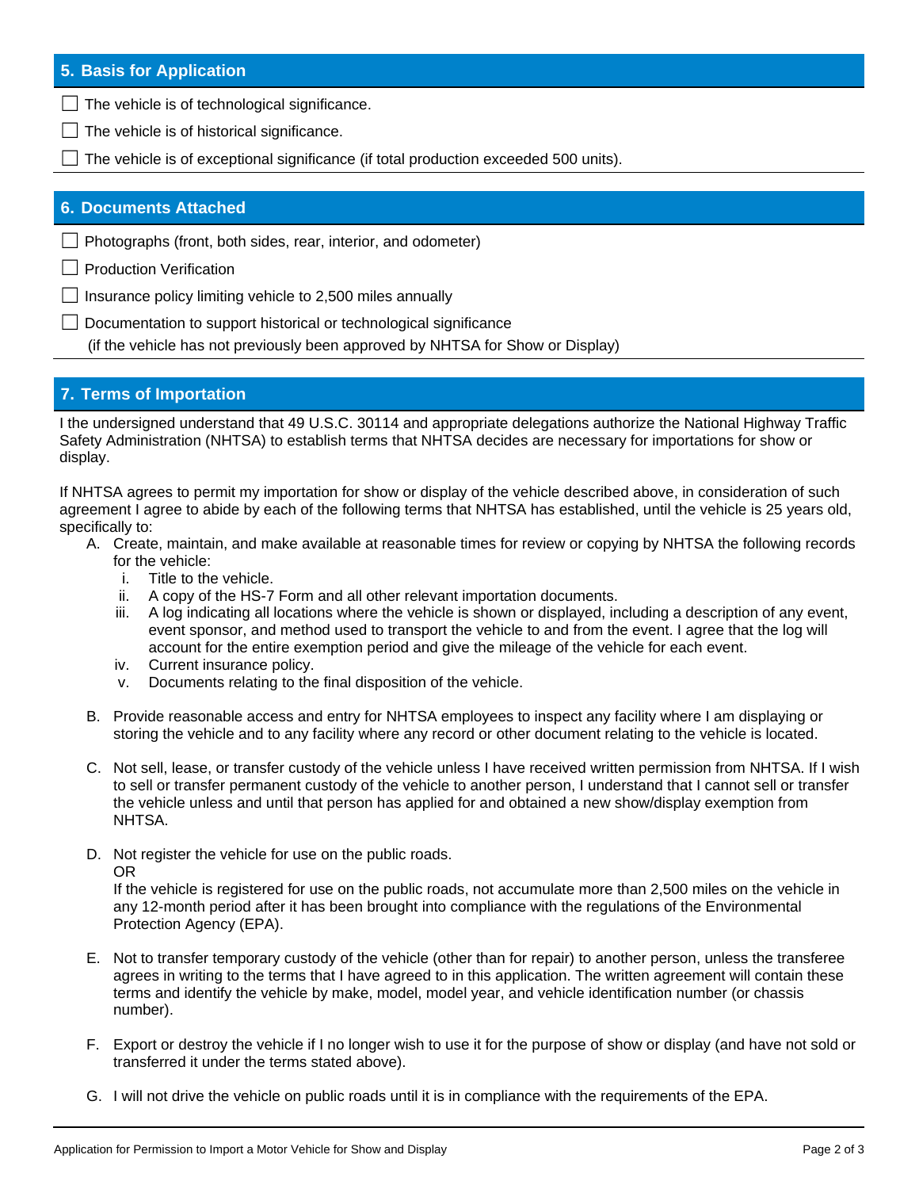## 5. Basis for Application

- ☐ The vehicle is of technological significance.
- ☐ The vehicle is of historical significance.
- ☐ The vehicle is of exceptional significance (if total production exceeded 500 units).

## 6. Documents Attached

- ☐ Photographs (front, both sides, rear, interior, and odometer)
- ☐ Production Verification
- ☐ Insurance policy limiting vehicle to 2,500 miles annually
- ☐ Documentation to support historical or technological significance
  (if the vehicle has not previously been approved by NHTSA for Show or Display)

## 7. Terms of Importation

I the undersigned understand that 49 U.S.C. 30114 and appropriate delegations authorize the National Highway Traffic Safety Administration (NHTSA) to establish terms that NHTSA decides are necessary for importations for show or display.

If NHTSA agrees to permit my importation for show or display of the vehicle described above, in consideration of such agreement I agree to abide by each of the following terms that NHTSA has established, until the vehicle is 25 years old, specifically to:

A. Create, maintain, and make available at reasonable times for review or copying by NHTSA the following records for the vehicle:
   i. Title to the vehicle.
   ii. A copy of the HS-7 Form and all other relevant importation documents.
   iii. A log indicating all locations where the vehicle is shown or displayed, including a description of any event, event sponsor, and method used to transport the vehicle to and from the event. I agree that the log will account for the entire exemption period and give the mileage of the vehicle for each event.
   iv. Current insurance policy.
   v. Documents relating to the final disposition of the vehicle.

B. Provide reasonable access and entry for NHTSA employees to inspect any facility where I am displaying or storing the vehicle and to any facility where any record or other document relating to the vehicle is located.

C. Not sell, lease, or transfer custody of the vehicle unless I have received written permission from NHTSA. If I wish to sell or transfer permanent custody of the vehicle to another person, I understand that I cannot sell or transfer the vehicle unless and until that person has applied for and obtained a new show/display exemption from NHTSA.

D. Not register the vehicle for use on the public roads.
   OR
   If the vehicle is registered for use on the public roads, not accumulate more than 2,500 miles on the vehicle in any 12-month period after it has been brought into compliance with the regulations of the Environmental Protection Agency (EPA).

E. Not to transfer temporary custody of the vehicle (other than for repair) to another person, unless the transferee agrees in writing to the terms that I have agreed to in this application. The written agreement will contain these terms and identify the vehicle by make, model, model year, and vehicle identification number (or chassis number).

F. Export or destroy the vehicle if I no longer wish to use it for the purpose of show or display (and have not sold or transferred it under the terms stated above).

G. I will not drive the vehicle on public roads until it is in compliance with the requirements of the EPA.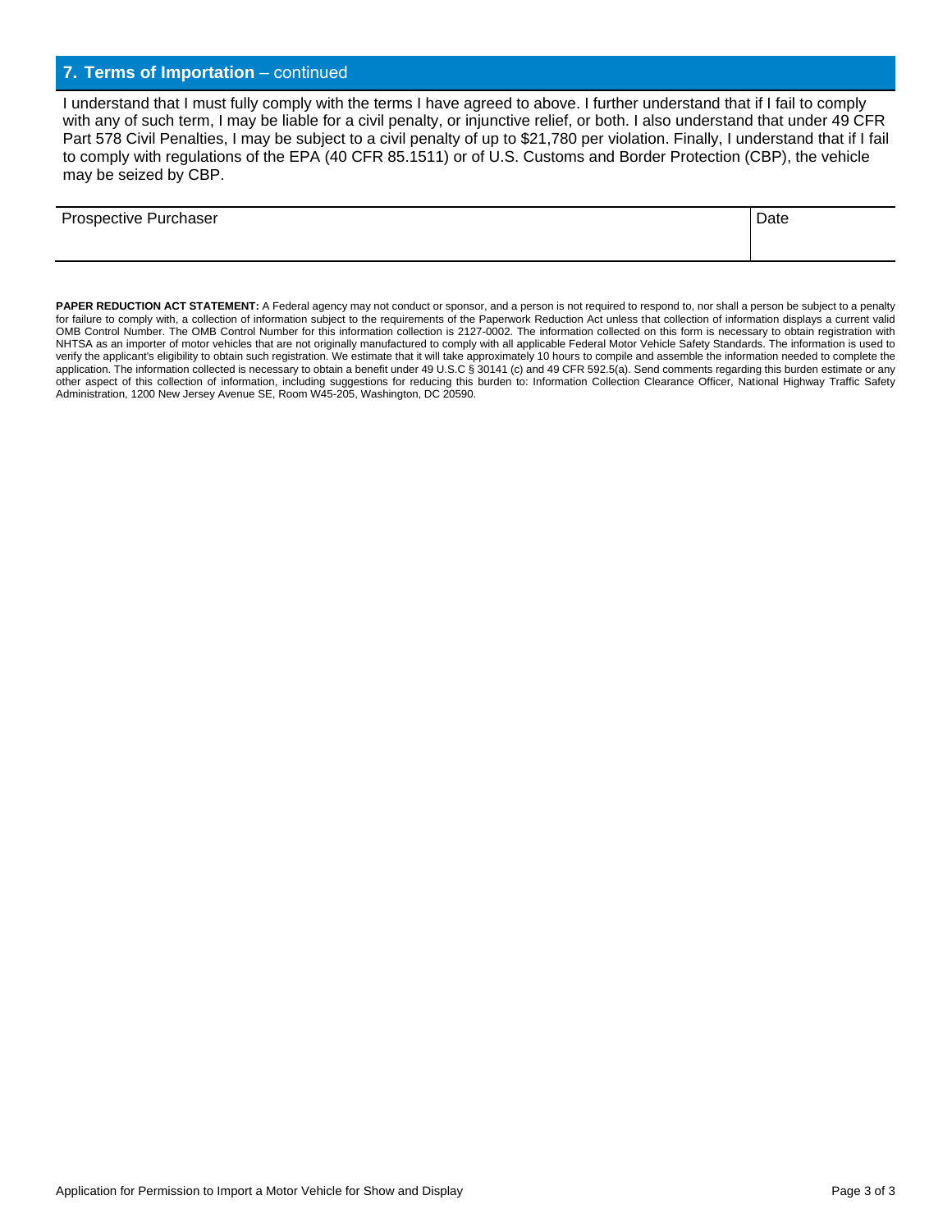## 7. Terms of Importation – continued

I understand that I must fully comply with the terms I have agreed to above. I further understand that if I fail to comply with any of such term, I may be liable for a civil penalty, or injunctive relief, or both. I also understand that under 49 CFR Part 578 Civil Penalties, I may be subject to a civil penalty of up to $21,780 per violation. Finally, I understand that if I fail to comply with regulations of the EPA (40 CFR 85.1511) or of U.S. Customs and Border Protection (CBP), the vehicle may be seized by CBP.

| Prospective Purchaser | Date |
|---|---|
| | |

**PAPER REDUCTION ACT STATEMENT:** A Federal agency may not conduct or sponsor, and a person is not required to respond to, nor shall a person be subject to a penalty for failure to comply with, a collection of information subject to the requirements of the Paperwork Reduction Act unless that collection of information displays a current valid OMB Control Number. The OMB Control Number for this information collection is 2127-0002. The information collected on this form is necessary to obtain registration with NHTSA as an importer of motor vehicles that are not originally manufactured to comply with all applicable Federal Motor Vehicle Safety Standards. The information is used to verify the applicant's eligibility to obtain such registration. We estimate that it will take approximately 10 hours to compile and assemble the information needed to complete the application. The information collected is necessary to obtain a benefit under 49 U.S.C § 30141 (c) and 49 CFR 592.5(a). Send comments regarding this burden estimate or any other aspect of this collection of information, including suggestions for reducing this burden to: Information Collection Clearance Officer, National Highway Traffic Safety Administration, 1200 New Jersey Avenue SE, Room W45-205, Washington, DC 20590.